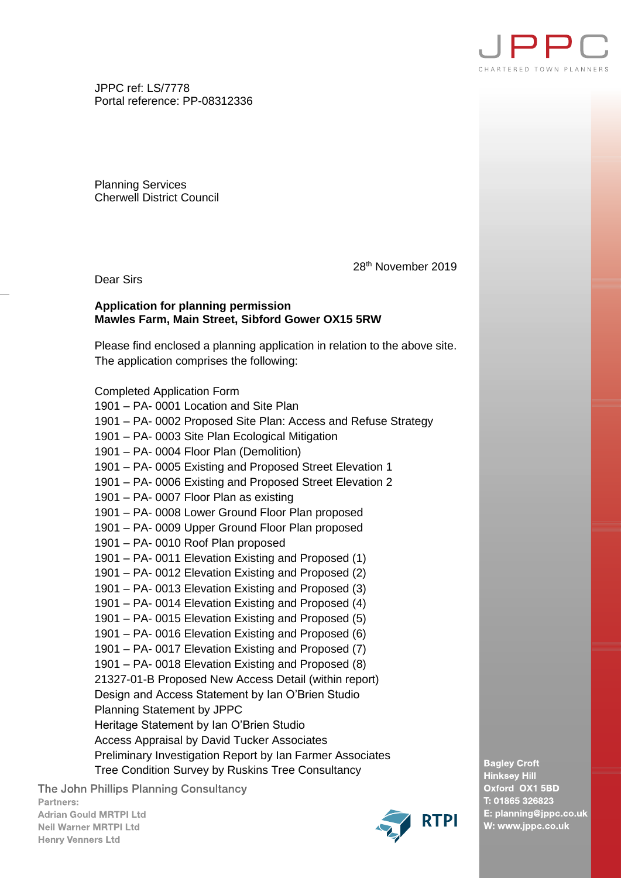JPPC
CHARTERED TOWN PLANNERS

JPPC ref: LS/7778
Portal reference: PP-08312336

Planning Services
Cherwell District Council

28th November 2019

Dear Sirs

**Application for planning permission**
**Mawles Farm, Main Street, Sibford Gower OX15 5RW**

Please find enclosed a planning application in relation to the above site. The application comprises the following:

Completed Application Form
1901 – PA- 0001 Location and Site Plan
1901 – PA- 0002 Proposed Site Plan: Access and Refuse Strategy
1901 – PA- 0003 Site Plan Ecological Mitigation
1901 – PA- 0004 Floor Plan (Demolition)
1901 – PA- 0005 Existing and Proposed Street Elevation 1
1901 – PA- 0006 Existing and Proposed Street Elevation 2
1901 – PA- 0007 Floor Plan as existing
1901 – PA- 0008 Lower Ground Floor Plan proposed
1901 – PA- 0009 Upper Ground Floor Plan proposed
1901 – PA- 0010 Roof Plan proposed
1901 – PA- 0011 Elevation Existing and Proposed (1)
1901 – PA- 0012 Elevation Existing and Proposed (2)
1901 – PA- 0013 Elevation Existing and Proposed (3)
1901 – PA- 0014 Elevation Existing and Proposed (4)
1901 – PA- 0015 Elevation Existing and Proposed (5)
1901 – PA- 0016 Elevation Existing and Proposed (6)
1901 – PA- 0017 Elevation Existing and Proposed (7)
1901 – PA- 0018 Elevation Existing and Proposed (8)
21327-01-B Proposed New Access Detail (within report)
Design and Access Statement by Ian O'Brien Studio
Planning Statement by JPPC
Heritage Statement by Ian O'Brien Studio
Access Appraisal by David Tucker Associates
Preliminary Investigation Report by Ian Farmer Associates
Tree Condition Survey by Ruskins Tree Consultancy

The John Phillips Planning Consultancy
**Partners:**
**Adrian Gould MRTPI Ltd**
**Neil Warner MRTPI Ltd**
**Henry Venners Ltd**

RTPI

**Bagley Croft**
**Hinksey Hill**
**Oxford OX1 5BD**
**T: 01865 326823**
**E: planning@jppc.co.uk**
**W: www.jppc.co.uk**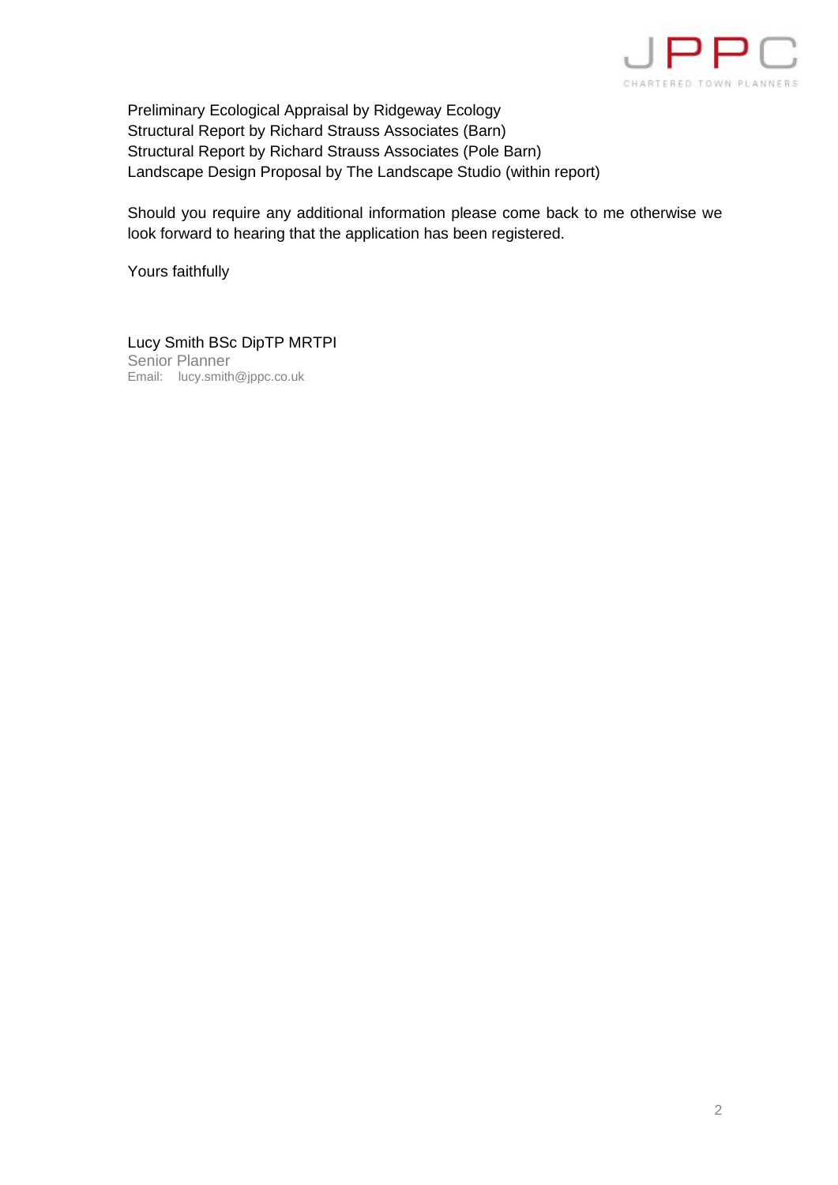Preliminary Ecological Appraisal by Ridgeway Ecology
Structural Report by Richard Strauss Associates (Barn)
Structural Report by Richard Strauss Associates (Pole Barn)
Landscape Design Proposal by The Landscape Studio (within report)

Should you require any additional information please come back to me otherwise we look forward to hearing that the application has been registered.

Yours faithfully

Lucy Smith BSc DipTP MRTPI
Senior Planner
Email: lucy.smith@jppc.co.uk